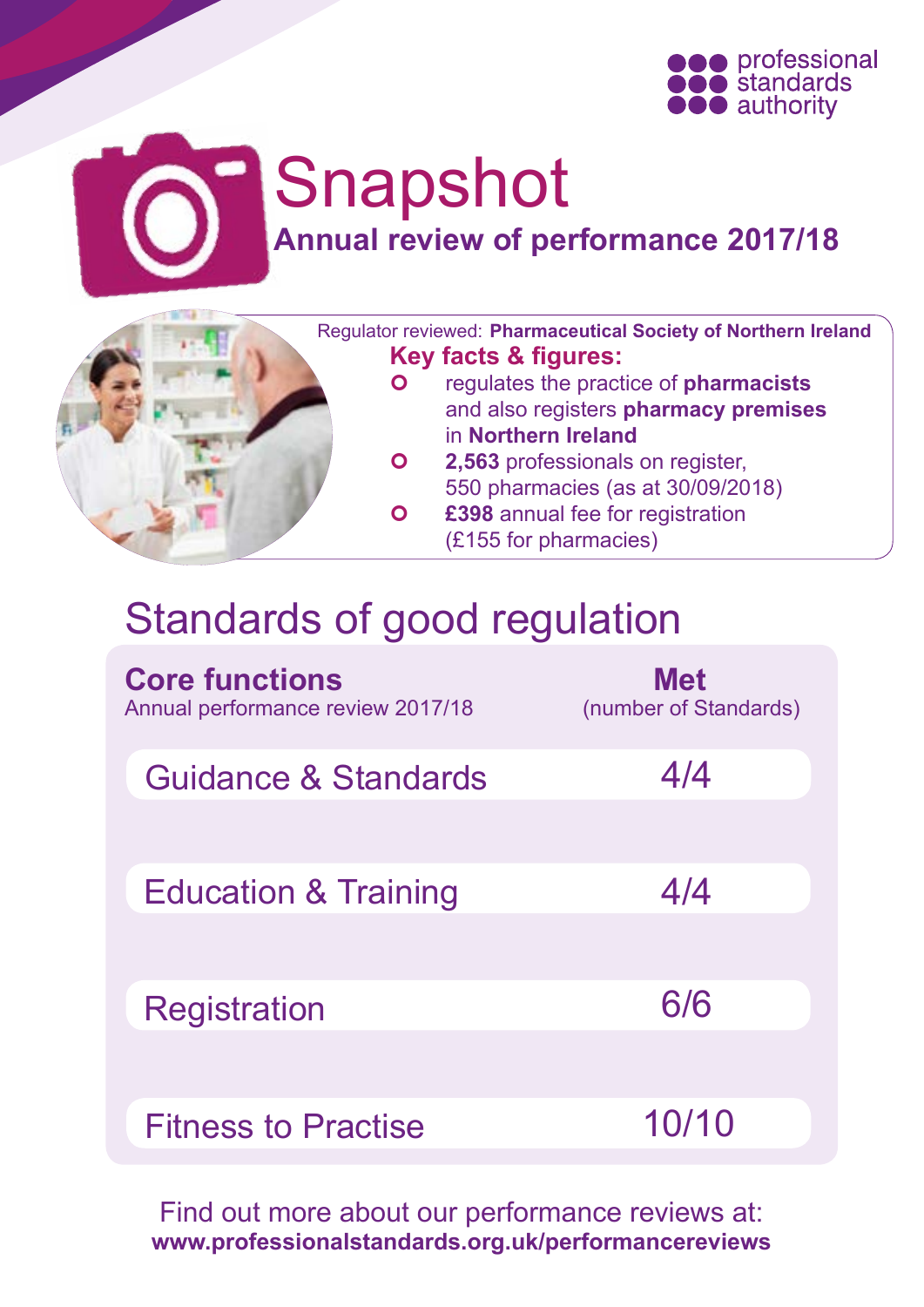professional standards authority

# Snapshot

## Annual review of performance 2017/18

Regulator reviewed: **Pharmaceutical Society of Northern Ireland**

**Key facts & figures:**

- regulates the practice of **pharmacists** and also registers **pharmacy premises** in **Northern Ireland**
- **2,563** professionals on register, 550 pharmacies (as at 30/09/2018)
- **£398** annual fee for registration (£155 for pharmacies)

# Standards of good regulation

| **Core functions** Annual performance review 2017/18 | **Met** (number of Standards) |
| --- | --- |
| Guidance & Standards | 4/4 |
| Education & Training | 4/4 |
| Registration | 6/6 |
| Fitness to Practise | 10/10 |

Find out more about our performance reviews at:
**www.professionalstandards.org.uk/performancereviews**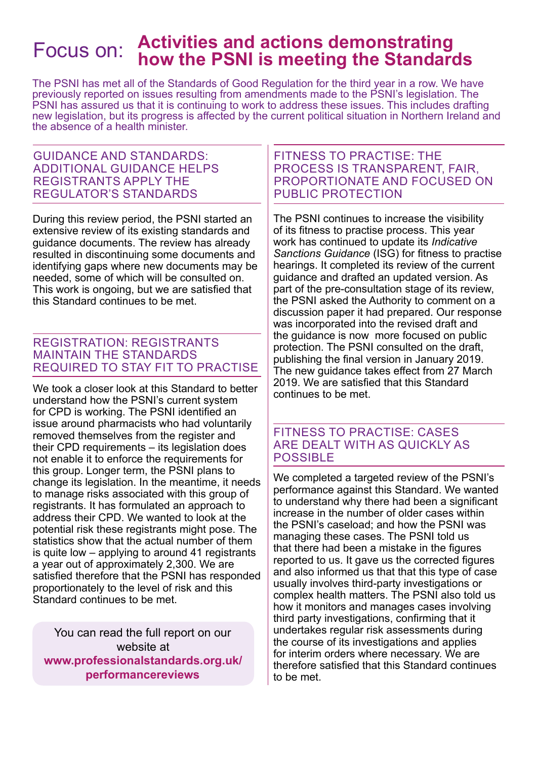# Focus on: Activities and actions demonstrating how the PSNI is meeting the Standards

The PSNI has met all of the Standards of Good Regulation for the third year in a row. We have previously reported on issues resulting from amendments made to the PSNI's legislation. The PSNI has assured us that it is continuing to work to address these issues. This includes drafting new legislation, but its progress is affected by the current political situation in Northern Ireland and the absence of a health minister.

## GUIDANCE AND STANDARDS: ADDITIONAL GUIDANCE HELPS REGISTRANTS APPLY THE REGULATOR'S STANDARDS

During this review period, the PSNI started an extensive review of its existing standards and guidance documents. The review has already resulted in discontinuing some documents and identifying gaps where new documents may be needed, some of which will be consulted on. This work is ongoing, but we are satisfied that this Standard continues to be met.

## REGISTRATION: REGISTRANTS MAINTAIN THE STANDARDS REQUIRED TO STAY FIT TO PRACTISE

We took a closer look at this Standard to better understand how the PSNI's current system for CPD is working. The PSNI identified an issue around pharmacists who had voluntarily removed themselves from the register and their CPD requirements – its legislation does not enable it to enforce the requirements for this group. Longer term, the PSNI plans to change its legislation. In the meantime, it needs to manage risks associated with this group of registrants. It has formulated an approach to address their CPD. We wanted to look at the potential risk these registrants might pose. The statistics show that the actual number of them is quite low – applying to around 41 registrants a year out of approximately 2,300. We are satisfied therefore that the PSNI has responded proportionately to the level of risk and this Standard continues to be met.

You can read the full report on our website at **www.professionalstandards.org.uk/performancereviews**

## FITNESS TO PRACTISE: THE PROCESS IS TRANSPARENT, FAIR, PROPORTIONATE AND FOCUSED ON PUBLIC PROTECTION

The PSNI continues to increase the visibility of its fitness to practise process. This year work has continued to update its *Indicative Sanctions Guidance* (ISG) for fitness to practise hearings. It completed its review of the current guidance and drafted an updated version. As part of the pre-consultation stage of its review, the PSNI asked the Authority to comment on a discussion paper it had prepared. Our response was incorporated into the revised draft and the guidance is now more focused on public protection. The PSNI consulted on the draft, publishing the final version in January 2019. The new guidance takes effect from 27 March 2019. We are satisfied that this Standard continues to be met.

## FITNESS TO PRACTISE: CASES ARE DEALT WITH AS QUICKLY AS POSSIBLE

We completed a targeted review of the PSNI's performance against this Standard. We wanted to understand why there had been a significant increase in the number of older cases within the PSNI's caseload; and how the PSNI was managing these cases. The PSNI told us that there had been a mistake in the figures reported to us. It gave us the corrected figures and also informed us that that this type of case usually involves third-party investigations or complex health matters. The PSNI also told us how it monitors and manages cases involving third party investigations, confirming that it undertakes regular risk assessments during the course of its investigations and applies for interim orders where necessary. We are therefore satisfied that this Standard continues to be met.